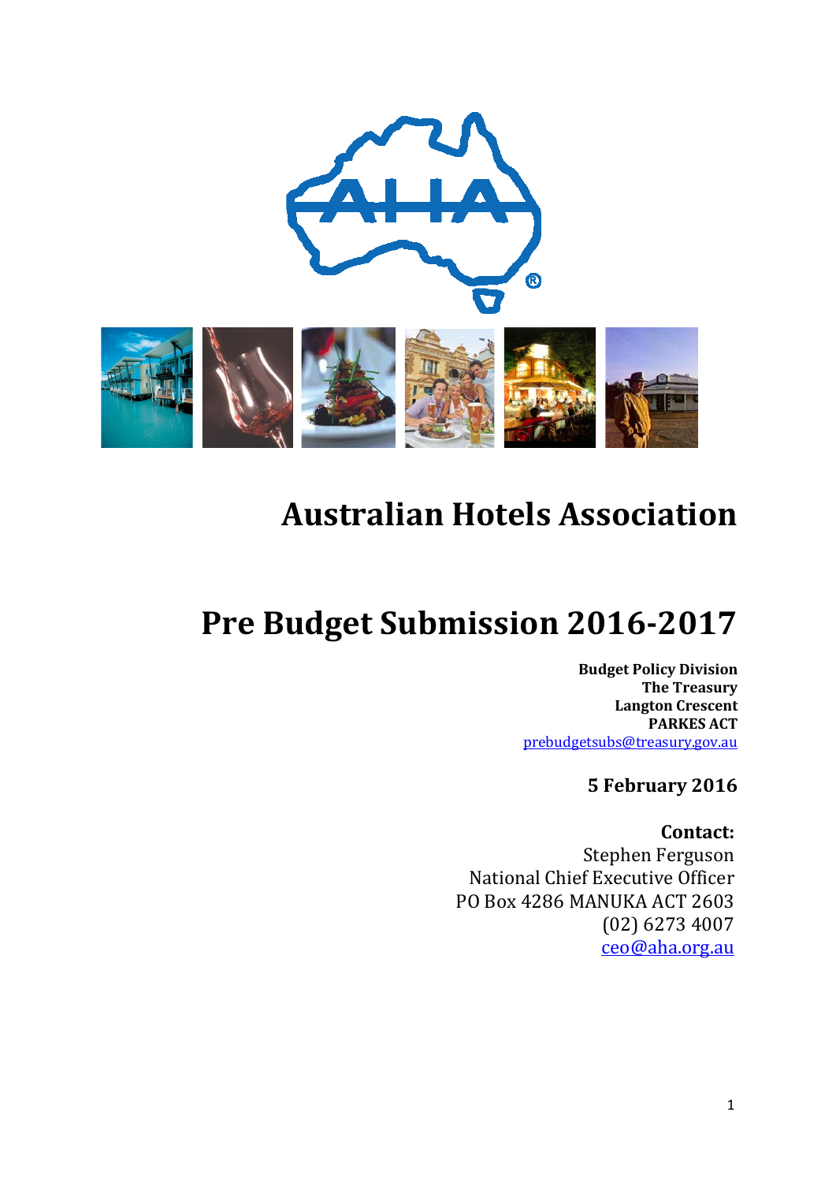# Australian Hotels Association

# Pre Budget Submission 2016-2017

**Budget Policy Division**
**The Treasury**
**Langton Crescent**
**PARKES ACT**
prebudgetsubs@treasury.gov.au

**5 February 2016**

**Contact:**
Stephen Ferguson
National Chief Executive Officer
PO Box 4286 MANUKA ACT 2603
(02) 6273 4007
ceo@aha.org.au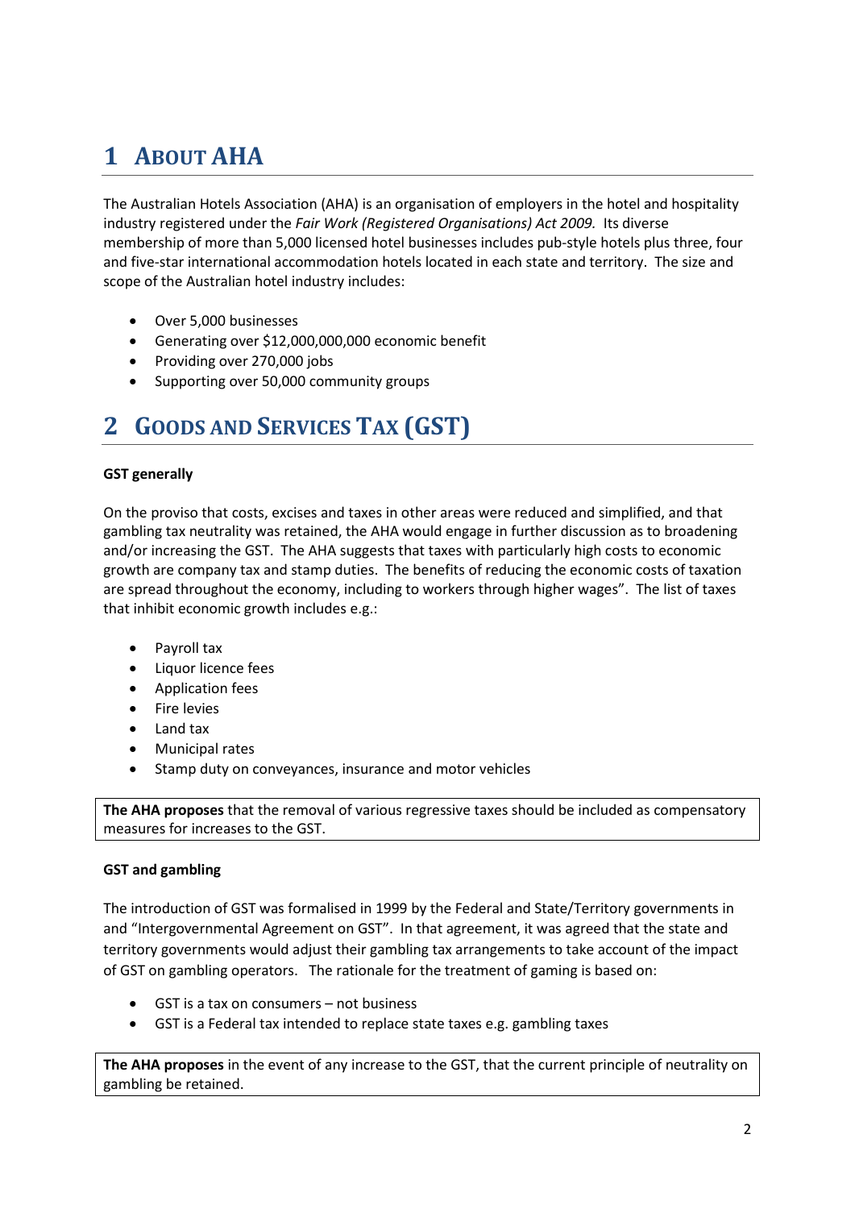# 1 About AHA

The Australian Hotels Association (AHA) is an organisation of employers in the hotel and hospitality industry registered under the *Fair Work (Registered Organisations) Act 2009.* Its diverse membership of more than 5,000 licensed hotel businesses includes pub-style hotels plus three, four and five-star international accommodation hotels located in each state and territory. The size and scope of the Australian hotel industry includes:

- Over 5,000 businesses
- Generating over $12,000,000,000 economic benefit
- Providing over 270,000 jobs
- Supporting over 50,000 community groups

# 2 Goods and Services Tax (GST)

**GST generally**

On the proviso that costs, excises and taxes in other areas were reduced and simplified, and that gambling tax neutrality was retained, the AHA would engage in further discussion as to broadening and/or increasing the GST. The AHA suggests that taxes with particularly high costs to economic growth are company tax and stamp duties. The benefits of reducing the economic costs of taxation are spread throughout the economy, including to workers through higher wages". The list of taxes that inhibit economic growth includes e.g.:

- Payroll tax
- Liquor licence fees
- Application fees
- Fire levies
- Land tax
- Municipal rates
- Stamp duty on conveyances, insurance and motor vehicles

**The AHA proposes** that the removal of various regressive taxes should be included as compensatory measures for increases to the GST.

**GST and gambling**

The introduction of GST was formalised in 1999 by the Federal and State/Territory governments in and "Intergovernmental Agreement on GST". In that agreement, it was agreed that the state and territory governments would adjust their gambling tax arrangements to take account of the impact of GST on gambling operators. The rationale for the treatment of gaming is based on:

- GST is a tax on consumers – not business
- GST is a Federal tax intended to replace state taxes e.g. gambling taxes

**The AHA proposes** in the event of any increase to the GST, that the current principle of neutrality on gambling be retained.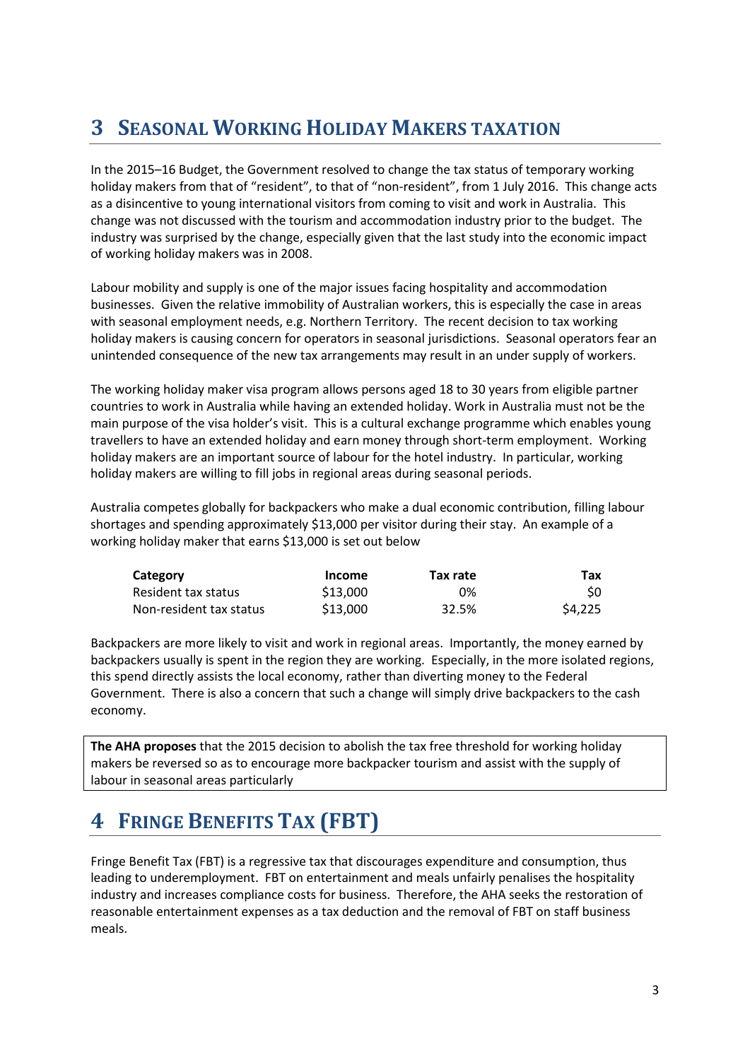# 3 Seasonal Working Holiday Makers taxation

In the 2015–16 Budget, the Government resolved to change the tax status of temporary working holiday makers from that of "resident", to that of "non-resident", from 1 July 2016. This change acts as a disincentive to young international visitors from coming to visit and work in Australia. This change was not discussed with the tourism and accommodation industry prior to the budget. The industry was surprised by the change, especially given that the last study into the economic impact of working holiday makers was in 2008.

Labour mobility and supply is one of the major issues facing hospitality and accommodation businesses. Given the relative immobility of Australian workers, this is especially the case in areas with seasonal employment needs, e.g. Northern Territory. The recent decision to tax working holiday makers is causing concern for operators in seasonal jurisdictions. Seasonal operators fear an unintended consequence of the new tax arrangements may result in an under supply of workers.

The working holiday maker visa program allows persons aged 18 to 30 years from eligible partner countries to work in Australia while having an extended holiday. Work in Australia must not be the main purpose of the visa holder's visit. This is a cultural exchange programme which enables young travellers to have an extended holiday and earn money through short-term employment. Working holiday makers are an important source of labour for the hotel industry. In particular, working holiday makers are willing to fill jobs in regional areas during seasonal periods.

Australia competes globally for backpackers who make a dual economic contribution, filling labour shortages and spending approximately $13,000 per visitor during their stay. An example of a working holiday maker that earns $13,000 is set out below

| Category | Income | Tax rate | Tax |
|---|---|---|---|
| Resident tax status | $13,000 | 0% | $0 |
| Non-resident tax status | $13,000 | 32.5% | $4,225 |

Backpackers are more likely to visit and work in regional areas. Importantly, the money earned by backpackers usually is spent in the region they are working. Especially, in the more isolated regions, this spend directly assists the local economy, rather than diverting money to the Federal Government. There is also a concern that such a change will simply drive backpackers to the cash economy.

**The AHA proposes** that the 2015 decision to abolish the tax free threshold for working holiday makers be reversed so as to encourage more backpacker tourism and assist with the supply of labour in seasonal areas particularly

# 4 Fringe Benefits Tax (FBT)

Fringe Benefit Tax (FBT) is a regressive tax that discourages expenditure and consumption, thus leading to underemployment. FBT on entertainment and meals unfairly penalises the hospitality industry and increases compliance costs for business. Therefore, the AHA seeks the restoration of reasonable entertainment expenses as a tax deduction and the removal of FBT on staff business meals.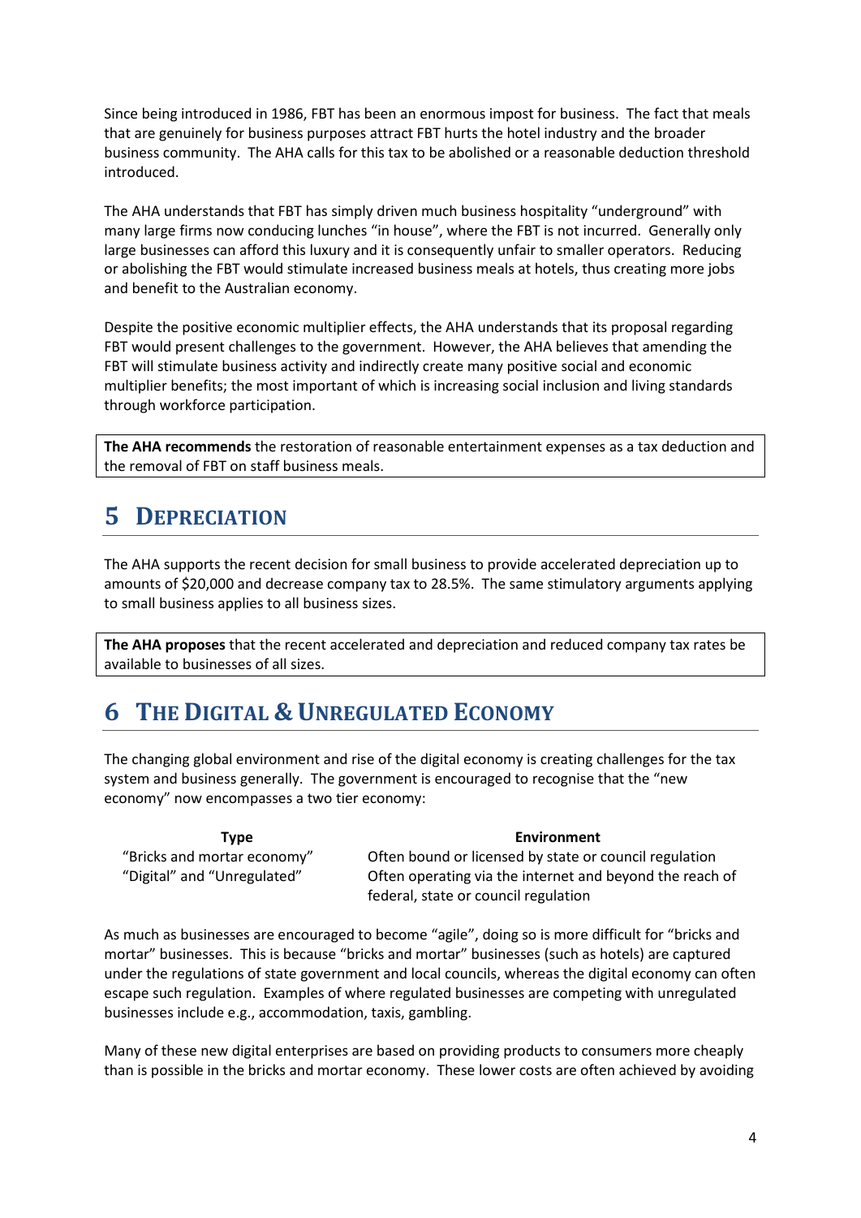Since being introduced in 1986, FBT has been an enormous impost for business. The fact that meals that are genuinely for business purposes attract FBT hurts the hotel industry and the broader business community. The AHA calls for this tax to be abolished or a reasonable deduction threshold introduced.

The AHA understands that FBT has simply driven much business hospitality "underground" with many large firms now conducing lunches "in house", where the FBT is not incurred. Generally only large businesses can afford this luxury and it is consequently unfair to smaller operators. Reducing or abolishing the FBT would stimulate increased business meals at hotels, thus creating more jobs and benefit to the Australian economy.

Despite the positive economic multiplier effects, the AHA understands that its proposal regarding FBT would present challenges to the government. However, the AHA believes that amending the FBT will stimulate business activity and indirectly create many positive social and economic multiplier benefits; the most important of which is increasing social inclusion and living standards through workforce participation.

**The AHA recommends** the restoration of reasonable entertainment expenses as a tax deduction and the removal of FBT on staff business meals.

## 5 Depreciation

The AHA supports the recent decision for small business to provide accelerated depreciation up to amounts of $20,000 and decrease company tax to 28.5%. The same stimulatory arguments applying to small business applies to all business sizes.

**The AHA proposes** that the recent accelerated and depreciation and reduced company tax rates be available to businesses of all sizes.

## 6 The Digital & Unregulated Economy

The changing global environment and rise of the digital economy is creating challenges for the tax system and business generally. The government is encouraged to recognise that the "new economy" now encompasses a two tier economy:

| Type | Environment |
|---|---|
| "Bricks and mortar economy" | Often bound or licensed by state or council regulation |
| "Digital" and "Unregulated" | Often operating via the internet and beyond the reach of federal, state or council regulation |

As much as businesses are encouraged to become "agile", doing so is more difficult for "bricks and mortar" businesses. This is because "bricks and mortar" businesses (such as hotels) are captured under the regulations of state government and local councils, whereas the digital economy can often escape such regulation. Examples of where regulated businesses are competing with unregulated businesses include e.g., accommodation, taxis, gambling.

Many of these new digital enterprises are based on providing products to consumers more cheaply than is possible in the bricks and mortar economy. These lower costs are often achieved by avoiding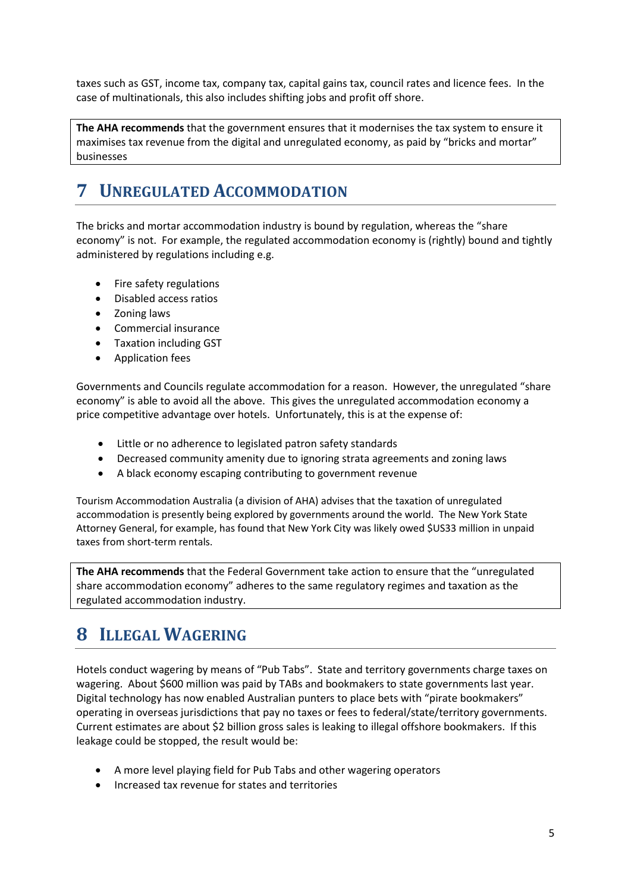taxes such as GST, income tax, company tax, capital gains tax, council rates and licence fees. In the case of multinationals, this also includes shifting jobs and profit off shore.

**The AHA recommends** that the government ensures that it modernises the tax system to ensure it maximises tax revenue from the digital and unregulated economy, as paid by "bricks and mortar" businesses

# 7 Unregulated Accommodation

The bricks and mortar accommodation industry is bound by regulation, whereas the "share economy" is not. For example, the regulated accommodation economy is (rightly) bound and tightly administered by regulations including e.g.

- Fire safety regulations
- Disabled access ratios
- Zoning laws
- Commercial insurance
- Taxation including GST
- Application fees

Governments and Councils regulate accommodation for a reason. However, the unregulated "share economy" is able to avoid all the above. This gives the unregulated accommodation economy a price competitive advantage over hotels. Unfortunately, this is at the expense of:

- Little or no adherence to legislated patron safety standards
- Decreased community amenity due to ignoring strata agreements and zoning laws
- A black economy escaping contributing to government revenue

Tourism Accommodation Australia (a division of AHA) advises that the taxation of unregulated accommodation is presently being explored by governments around the world. The New York State Attorney General, for example, has found that New York City was likely owed $US33 million in unpaid taxes from short-term rentals.

**The AHA recommends** that the Federal Government take action to ensure that the "unregulated share accommodation economy" adheres to the same regulatory regimes and taxation as the regulated accommodation industry.

# 8 Illegal Wagering

Hotels conduct wagering by means of "Pub Tabs". State and territory governments charge taxes on wagering. About $600 million was paid by TABs and bookmakers to state governments last year. Digital technology has now enabled Australian punters to place bets with "pirate bookmakers" operating in overseas jurisdictions that pay no taxes or fees to federal/state/territory governments. Current estimates are about $2 billion gross sales is leaking to illegal offshore bookmakers. If this leakage could be stopped, the result would be:

- A more level playing field for Pub Tabs and other wagering operators
- Increased tax revenue for states and territories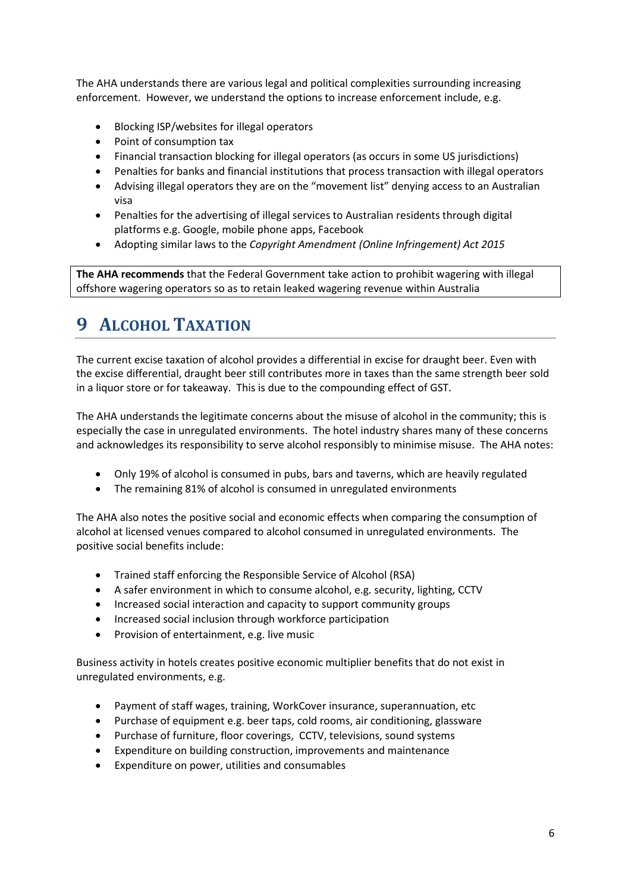The AHA understands there are various legal and political complexities surrounding increasing enforcement. However, we understand the options to increase enforcement include, e.g.

- Blocking ISP/websites for illegal operators
- Point of consumption tax
- Financial transaction blocking for illegal operators (as occurs in some US jurisdictions)
- Penalties for banks and financial institutions that process transaction with illegal operators
- Advising illegal operators they are on the "movement list" denying access to an Australian visa
- Penalties for the advertising of illegal services to Australian residents through digital platforms e.g. Google, mobile phone apps, Facebook
- Adopting similar laws to the *Copyright Amendment (Online Infringement) Act 2015*

**The AHA recommends** that the Federal Government take action to prohibit wagering with illegal offshore wagering operators so as to retain leaked wagering revenue within Australia

# 9 Alcohol Taxation

The current excise taxation of alcohol provides a differential in excise for draught beer. Even with the excise differential, draught beer still contributes more in taxes than the same strength beer sold in a liquor store or for takeaway. This is due to the compounding effect of GST.

The AHA understands the legitimate concerns about the misuse of alcohol in the community; this is especially the case in unregulated environments. The hotel industry shares many of these concerns and acknowledges its responsibility to serve alcohol responsibly to minimise misuse. The AHA notes:

- Only 19% of alcohol is consumed in pubs, bars and taverns, which are heavily regulated
- The remaining 81% of alcohol is consumed in unregulated environments

The AHA also notes the positive social and economic effects when comparing the consumption of alcohol at licensed venues compared to alcohol consumed in unregulated environments. The positive social benefits include:

- Trained staff enforcing the Responsible Service of Alcohol (RSA)
- A safer environment in which to consume alcohol, e.g. security, lighting, CCTV
- Increased social interaction and capacity to support community groups
- Increased social inclusion through workforce participation
- Provision of entertainment, e.g. live music

Business activity in hotels creates positive economic multiplier benefits that do not exist in unregulated environments, e.g.

- Payment of staff wages, training, WorkCover insurance, superannuation, etc
- Purchase of equipment e.g. beer taps, cold rooms, air conditioning, glassware
- Purchase of furniture, floor coverings, CCTV, televisions, sound systems
- Expenditure on building construction, improvements and maintenance
- Expenditure on power, utilities and consumables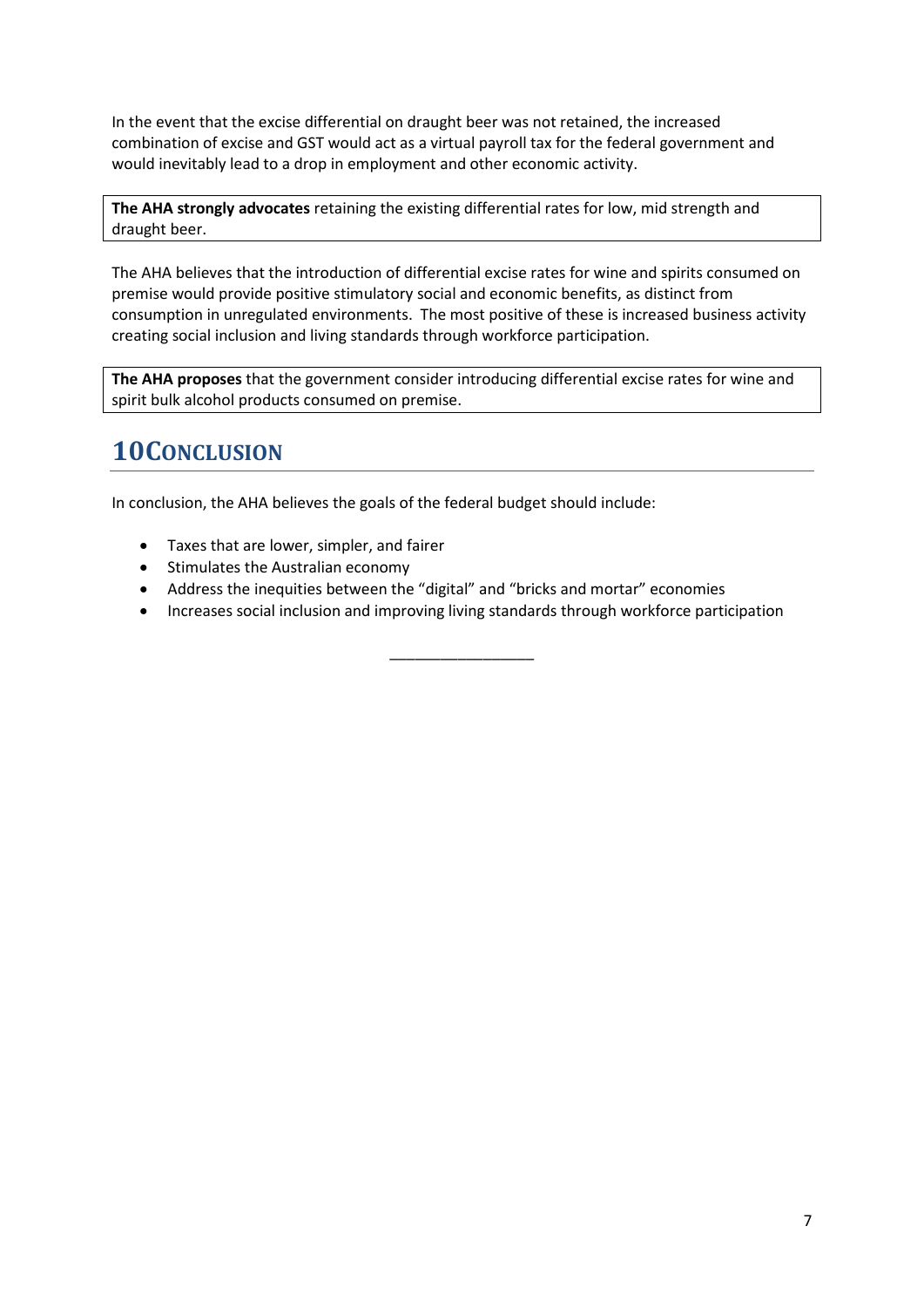In the event that the excise differential on draught beer was not retained, the increased combination of excise and GST would act as a virtual payroll tax for the federal government and would inevitably lead to a drop in employment and other economic activity.

**The AHA strongly advocates** retaining the existing differential rates for low, mid strength and draught beer.

The AHA believes that the introduction of differential excise rates for wine and spirits consumed on premise would provide positive stimulatory social and economic benefits, as distinct from consumption in unregulated environments. The most positive of these is increased business activity creating social inclusion and living standards through workforce participation.

**The AHA proposes** that the government consider introducing differential excise rates for wine and spirit bulk alcohol products consumed on premise.

# 10 Conclusion

In conclusion, the AHA believes the goals of the federal budget should include:

- Taxes that are lower, simpler, and fairer
- Stimulates the Australian economy
- Address the inequities between the "digital" and "bricks and mortar" economies
- Increases social inclusion and improving living standards through workforce participation

_________________